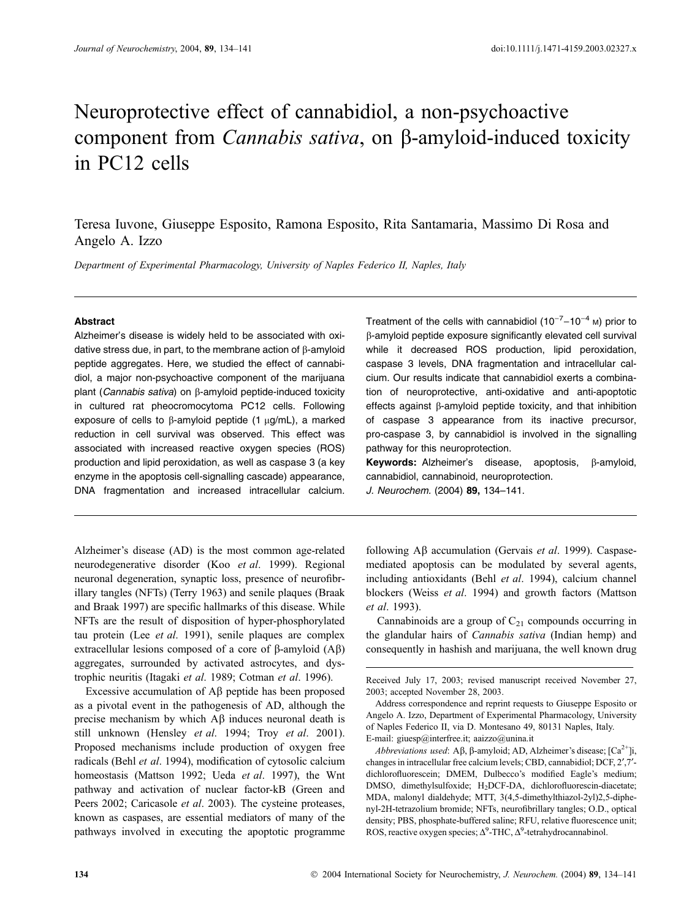// Neuroprotective effect of cannabidiol, a non-psychoactive component from *Cannabis sativa*, on β-amyloid-induced toxicity in PC12 cells

Teresa Iuvone, Giuseppe Esposito, Ramona Esposito, Rita Santamaria, Massimo Di Rosa and Angelo A. Izzo

*Department of Experimental Pharmacology, University of Naples Federico II, Naples, Italy*

## Abstract

Alzheimer's disease is widely held to be associated with oxidative stress due, in part, to the membrane action of β-amyloid peptide aggregates. Here, we studied the effect of cannabidiol, a major non-psychoactive component of the marijuana plant (*Cannabis sativa*) on β-amyloid peptide-induced toxicity in cultured rat pheocromocytoma PC12 cells. Following exposure of cells to β-amyloid peptide (1 μg/mL), a marked reduction in cell survival was observed. This effect was associated with increased reactive oxygen species (ROS) production and lipid peroxidation, as well as caspase 3 (a key enzyme in the apoptosis cell-signalling cascade) appearance, DNA fragmentation and increased intracellular calcium. Treatment of the cells with cannabidiol ($10^{-7}$–$10^{-4}$ M) prior to β-amyloid peptide exposure significantly elevated cell survival while it decreased ROS production, lipid peroxidation, caspase 3 levels, DNA fragmentation and intracellular calcium. Our results indicate that cannabidiol exerts a combination of neuroprotective, anti-oxidative and anti-apoptotic effects against β-amyloid peptide toxicity, and that inhibition of caspase 3 appearance from its inactive precursor, pro-caspase 3, by cannabidiol is involved in the signalling pathway for this neuroprotection.

**Keywords:** Alzheimer's disease, apoptosis, β-amyloid, cannabidiol, cannabinoid, neuroprotection.

*J. Neurochem.* (2004) **89**, 134–141.

Alzheimer's disease (AD) is the most common age-related neurodegenerative disorder (Koo *et al*. 1999). Regional neuronal degeneration, synaptic loss, presence of neurofibrillary tangles (NFTs) (Terry 1963) and senile plaques (Braak and Braak 1997) are specific hallmarks of this disease. While NFTs are the result of disposition of hyper-phosphorylated tau protein (Lee *et al*. 1991), senile plaques are complex extracellular lesions composed of a core of β-amyloid (Aβ) aggregates, surrounded by activated astrocytes, and dystrophic neuritis (Itagaki *et al*. 1989; Cotman *et al*. 1996).

Excessive accumulation of Aβ peptide has been proposed as a pivotal event in the pathogenesis of AD, although the precise mechanism by which Aβ induces neuronal death is still unknown (Hensley *et al*. 1994; Troy *et al*. 2001). Proposed mechanisms include production of oxygen free radicals (Behl *et al*. 1994), modification of cytosolic calcium homeostasis (Mattson 1992; Ueda *et al*. 1997), the Wnt pathway and activation of nuclear factor-kB (Green and Peers 2002; Caricasole *et al*. 2003). The cysteine proteases, known as caspases, are essential mediators of many of the pathways involved in executing the apoptotic programme following Aβ accumulation (Gervais *et al*. 1999). Caspase-mediated apoptosis can be modulated by several agents, including antioxidants (Behl *et al*. 1994), calcium channel blockers (Weiss *et al*. 1994) and growth factors (Mattson *et al*. 1993).

Cannabinoids are a group of $C_{21}$ compounds occurring in the glandular hairs of *Cannabis sativa* (Indian hemp) and consequently in hashish and marijuana, the well known drug

Received July 17, 2003; revised manuscript received November 27, 2003; accepted November 28, 2003.

Address correspondence and reprint requests to Giuseppe Esposito or Angelo A. Izzo, Department of Experimental Pharmacology, University of Naples Federico II, via D. Montesano 49, 80131 Naples, Italy. E-mail: giuesp@interfree.it; aaizzo@unina.it

*Abbreviations used*: Aβ, β-amyloid; AD, Alzheimer's disease; $[Ca^{2+}]$i, changes in intracellular free calcium levels; CBD, cannabidiol; DCF, 2′,7′-dichlorofluorescein; DMEM, Dulbecco's modified Eagle's medium; DMSO, dimethylsulfoxide; $H_2$DCF-DA, dichlorofluorescin-diacetate; MDA, malonyl dialdehyde; MTT, 3(4,5-dimethylthiazol-2yl)2,5-diphenyl-2H-tetrazolium bromide; NFTs, neurofibrillary tangles; O.D., optical density; PBS, phosphate-buffered saline; RFU, relative fluorescence unit; ROS, reactive oxygen species; $\Delta^9$-THC, $\Delta^9$-tetrahydrocannabinol.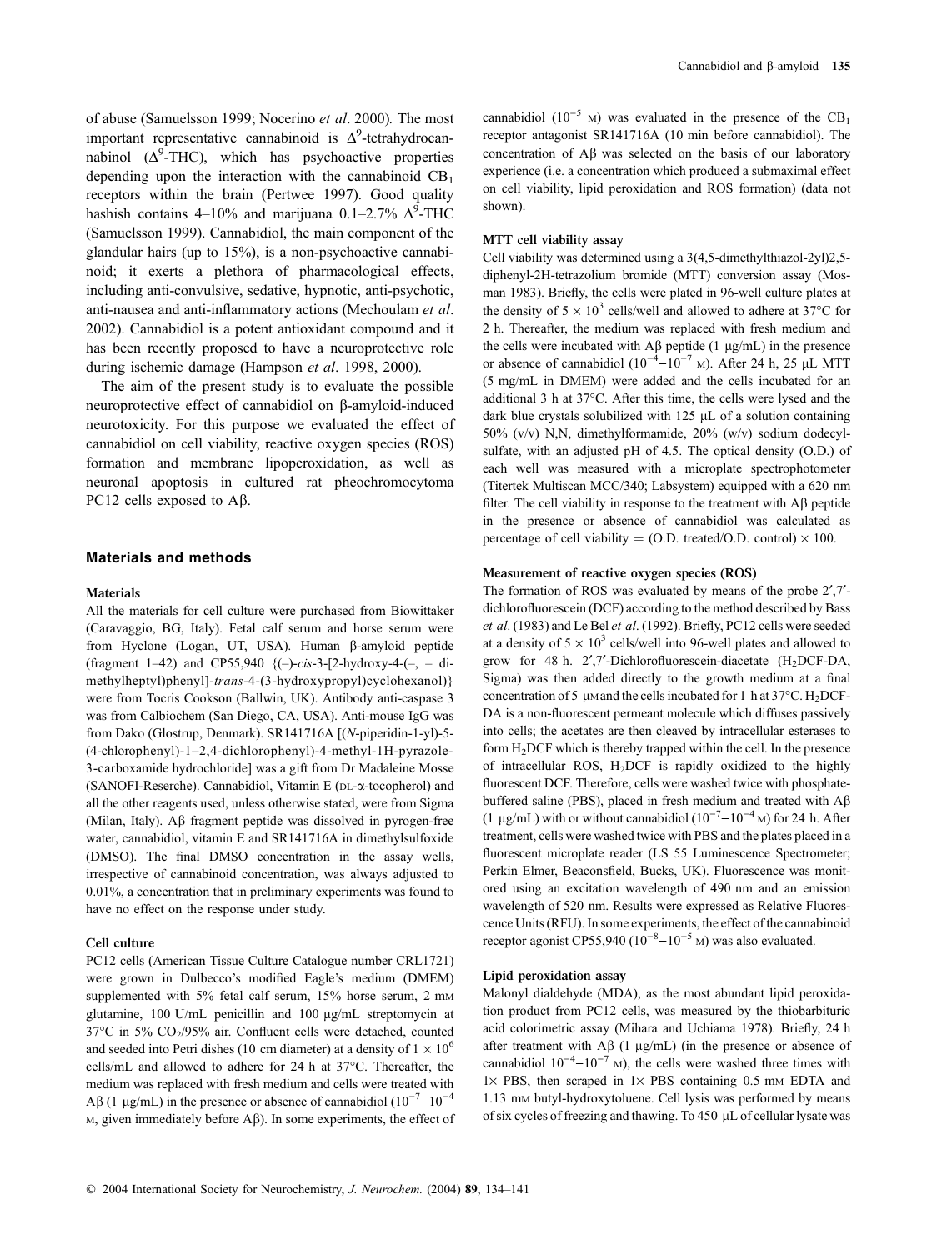of abuse (Samuelsson 1999; Nocerino *et al*. 2000). The most important representative cannabinoid is $\Delta^9$-tetrahydrocannabinol ($\Delta^9$-THC), which has psychoactive properties depending upon the interaction with the cannabinoid $CB_1$ receptors within the brain (Pertwee 1997). Good quality hashish contains 4–10% and marijuana 0.1–2.7% $\Delta^9$-THC (Samuelsson 1999). Cannabidiol, the main component of the glandular hairs (up to 15%), is a non-psychoactive cannabinoid; it exerts a plethora of pharmacological effects, including anti-convulsive, sedative, hypnotic, anti-psychotic, anti-nausea and anti-inflammatory actions (Mechoulam *et al*. 2002). Cannabidiol is a potent antioxidant compound and it has been recently proposed to have a neuroprotective role during ischemic damage (Hampson *et al*. 1998, 2000).

The aim of the present study is to evaluate the possible neuroprotective effect of cannabidiol on β-amyloid-induced neurotoxicity. For this purpose we evaluated the effect of cannabidiol on cell viability, reactive oxygen species (ROS) formation and membrane lipoperoxidation, as well as neuronal apoptosis in cultured rat pheochromocytoma PC12 cells exposed to Aβ.

## Materials and methods

### Materials

All the materials for cell culture were purchased from Biowittaker (Caravaggio, BG, Italy). Fetal calf serum and horse serum were from Hyclone (Logan, UT, USA). Human β-amyloid peptide (fragment 1–42) and CP55,940 {(–)-*cis*-3-[2-hydroxy-4-(–, – dimethylheptyl)phenyl]-*trans*-4-(3-hydroxypropyl)cyclohexanol)} were from Tocris Cookson (Ballwin, UK). Antibody anti-caspase 3 was from Calbiochem (San Diego, CA, USA). Anti-mouse IgG was from Dako (Glostrup, Denmark). SR141716A [(*N*-piperidin-1-yl)-5-(4-chlorophenyl)-1–2,4-dichlorophenyl)-4-methyl-1H-pyrazole-3-carboxamide hydrochloride] was a gift from Dr Madaleine Mosse (SANOFI-Reserche). Cannabidiol, Vitamin E (DL-α-tocopherol) and all the other reagents used, unless otherwise stated, were from Sigma (Milan, Italy). Aβ fragment peptide was dissolved in pyrogen-free water, cannabidiol, vitamin E and SR141716A in dimethylsulfoxide (DMSO). The final DMSO concentration in the assay wells, irrespective of cannabinoid concentration, was always adjusted to 0.01%, a concentration that in preliminary experiments was found to have no effect on the response under study.

### Cell culture

PC12 cells (American Tissue Culture Catalogue number CRL1721) were grown in Dulbecco's modified Eagle's medium (DMEM) supplemented with 5% fetal calf serum, 15% horse serum, 2 mM glutamine, 100 U/mL penicillin and 100 μg/mL streptomycin at 37°C in 5% $CO_2$/95% air. Confluent cells were detached, counted and seeded into Petri dishes (10 cm diameter) at a density of $1 \times 10^6$ cells/mL and allowed to adhere for 24 h at 37°C. Thereafter, the medium was replaced with fresh medium and cells were treated with Aβ (1 μg/mL) in the presence or absence of cannabidiol ($10^{-7}$–$10^{-4}$ M, given immediately before Aβ). In some experiments, the effect of cannabidiol ($10^{-5}$ M) was evaluated in the presence of the $CB_1$ receptor antagonist SR141716A (10 min before cannabidiol). The concentration of Aβ was selected on the basis of our laboratory experience (i.e. a concentration which produced a submaximal effect on cell viability, lipid peroxidation and ROS formation) (data not shown).

### MTT cell viability assay

Cell viability was determined using a 3(4,5-dimethylthiazol-2yl)2,5-diphenyl-2H-tetrazolium bromide (MTT) conversion assay (Mosman 1983). Briefly, the cells were plated in 96-well culture plates at the density of $5 \times 10^3$ cells/well and allowed to adhere at 37°C for 2 h. Thereafter, the medium was replaced with fresh medium and the cells were incubated with Aβ peptide (1 μg/mL) in the presence or absence of cannabidiol ($10^{-4}$–$10^{-7}$ M). After 24 h, 25 μL MTT (5 mg/mL in DMEM) were added and the cells incubated for an additional 3 h at 37°C. After this time, the cells were lysed and the dark blue crystals solubilized with 125 μL of a solution containing 50% (v/v) N,N, dimethylformamide, 20% (w/v) sodium dodecylsulfate, with an adjusted pH of 4.5. The optical density (O.D.) of each well was measured with a microplate spectrophotometer (Titertek Multiscan MCC/340; Labsystem) equipped with a 620 nm filter. The cell viability in response to the treatment with Aβ peptide in the presence or absence of cannabidiol was calculated as percentage of cell viability = (O.D. treated/O.D. control) × 100.

### Measurement of reactive oxygen species (ROS)

The formation of ROS was evaluated by means of the probe 2′,7′-dichlorofluorescein (DCF) according to the method described by Bass *et al*. (1983) and Le Bel *et al*. (1992). Briefly, PC12 cells were seeded at a density of $5 \times 10^3$ cells/well into 96-well plates and allowed to grow for 48 h. 2′,7′-Dichlorofluorescein-diacetate ($H_2$DCF-DA, Sigma) was then added directly to the growth medium at a final concentration of 5 μM and the cells incubated for 1 h at 37°C. $H_2$DCF-DA is a non-fluorescent permeant molecule which diffuses passively into cells; the acetates are then cleaved by intracellular esterases to form $H_2$DCF which is thereby trapped within the cell. In the presence of intracellular ROS, $H_2$DCF is rapidly oxidized to the highly fluorescent DCF. Therefore, cells were washed twice with phosphate-buffered saline (PBS), placed in fresh medium and treated with Aβ (1 μg/mL) with or without cannabidiol ($10^{-7}$–$10^{-4}$ M) for 24 h. After treatment, cells were washed twice with PBS and the plates placed in a fluorescent microplate reader (LS 55 Luminescence Spectrometer; Perkin Elmer, Beaconsfield, Bucks, UK). Fluorescence was monitored using an excitation wavelength of 490 nm and an emission wavelength of 520 nm. Results were expressed as Relative Fluorescence Units (RFU). In some experiments, the effect of the cannabinoid receptor agonist CP55,940 ($10^{-8}$–$10^{-5}$ M) was also evaluated.

### Lipid peroxidation assay

Malonyl dialdehyde (MDA), as the most abundant lipid peroxidation product from PC12 cells, was measured by the thiobarbituric acid colorimetric assay (Mihara and Uchiama 1978). Briefly, 24 h after treatment with Aβ (1 μg/mL) (in the presence or absence of cannabidiol $10^{-4}$–$10^{-7}$ M), the cells were washed three times with 1× PBS, then scraped in 1× PBS containing 0.5 mM EDTA and 1.13 mM butyl-hydroxytoluene. Cell lysis was performed by means of six cycles of freezing and thawing. To 450 μL of cellular lysate was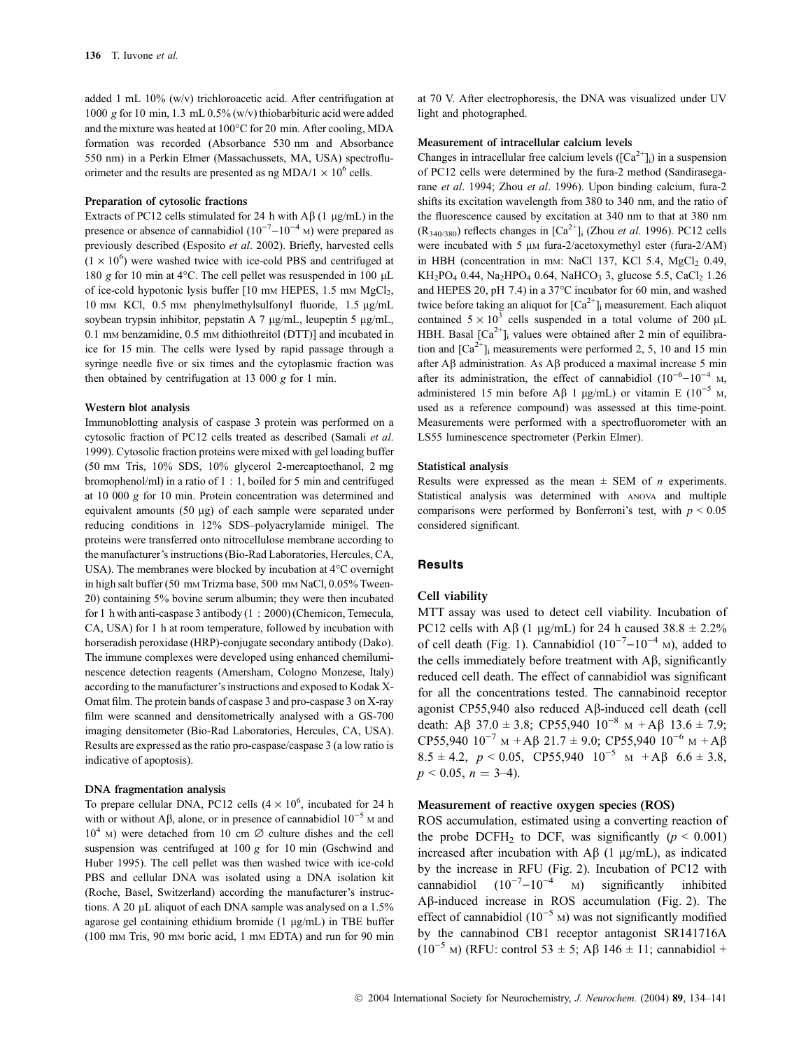added 1 mL 10% (w/v) trichloroacetic acid. After centrifugation at 1000 $g$ for 10 min, 1.3 mL 0.5% (w/v) thiobarbituric acid were added and the mixture was heated at 100°C for 20 min. After cooling, MDA formation was recorded (Absorbance 530 nm and Absorbance 550 nm) in a Perkin Elmer (Massachussets, MA, USA) spectrofluorimeter and the results are presented as ng MDA/$1 \times 10^6$ cells.

#### Preparation of cytosolic fractions

Extracts of PC12 cells stimulated for 24 h with Aβ (1 μg/mL) in the presence or absence of cannabidiol ($10^{-7}$–$10^{-4}$ M) were prepared as previously described (Esposito *et al*. 2002). Briefly, harvested cells ($1 \times 10^6$) were washed twice with ice-cold PBS and centrifuged at 180 $g$ for 10 min at 4°C. The cell pellet was resuspended in 100 μL of ice-cold hypotonic lysis buffer [10 mM HEPES, 1.5 mM $MgCl_2$, 10 mM KCl, 0.5 mM phenylmethylsulfonyl fluoride, 1.5 μg/mL soybean trypsin inhibitor, pepstatin A 7 μg/mL, leupeptin 5 μg/mL, 0.1 mM benzamidine, 0.5 mM dithiothreitol (DTT)] and incubated in ice for 15 min. The cells were lysed by rapid passage through a syringe needle five or six times and the cytoplasmic fraction was then obtained by centrifugation at 13 000 $g$ for 1 min.

#### Western blot analysis

Immunoblotting analysis of caspase 3 protein was performed on a cytosolic fraction of PC12 cells treated as described (Samali *et al*. 1999). Cytosolic fraction proteins were mixed with gel loading buffer (50 mM Tris, 10% SDS, 10% glycerol 2-mercaptoethanol, 2 mg bromophenol/ml) in a ratio of 1 : 1, boiled for 5 min and centrifuged at 10 000 $g$ for 10 min. Protein concentration was determined and equivalent amounts (50 μg) of each sample were separated under reducing conditions in 12% SDS–polyacrylamide minigel. The proteins were transferred onto nitrocellulose membrane according to the manufacturer's instructions (Bio-Rad Laboratories, Hercules, CA, USA). The membranes were blocked by incubation at 4°C overnight in high salt buffer (50 mM Trizma base, 500 mM NaCl, 0.05% Tween-20) containing 5% bovine serum albumin; they were then incubated for 1 h with anti-caspase 3 antibody (1 : 2000) (Chemicon, Temecula, CA, USA) for 1 h at room temperature, followed by incubation with horseradish peroxidase (HRP)-conjugate secondary antibody (Dako). The immune complexes were developed using enhanced chemiluminescence detection reagents (Amersham, Cologno Monzese, Italy) according to the manufacturer's instructions and exposed to Kodak X-Omat film. The protein bands of caspase 3 and pro-caspase 3 on X-ray film were scanned and densitometrically analysed with a GS-700 imaging densitometer (Bio-Rad Laboratories, Hercules, CA, USA). Results are expressed as the ratio pro-caspase/caspase 3 (a low ratio is indicative of apoptosis).

#### DNA fragmentation analysis

To prepare cellular DNA, PC12 cells ($4 \times 10^6$, incubated for 24 h with or without Aβ, alone, or in presence of cannabidiol $10^{-5}$ M and $10^4$ M) were detached from 10 cm ∅ culture dishes and the cell suspension was centrifuged at 100 $g$ for 10 min (Gschwind and Huber 1995). The cell pellet was then washed twice with ice-cold PBS and cellular DNA was isolated using a DNA isolation kit (Roche, Basel, Switzerland) according the manufacturer's instructions. A 20 μL aliquot of each DNA sample was analysed on a 1.5% agarose gel containing ethidium bromide (1 μg/mL) in TBE buffer (100 mM Tris, 90 mM boric acid, 1 mM EDTA) and run for 90 min at 70 V. After electrophoresis, the DNA was visualized under UV light and photographed.

#### Measurement of intracellular calcium levels

Changes in intracellular free calcium levels ($[Ca^{2+}]_i$) in a suspension of PC12 cells were determined by the fura-2 method (Sandirasegarane *et al*. 1994; Zhou *et al*. 1996). Upon binding calcium, fura-2 shifts its excitation wavelength from 380 to 340 nm, and the ratio of the fluorescence caused by excitation at 340 nm to that at 380 nm ($R_{340/380}$) reflects changes in $[Ca^{2+}]_i$ (Zhou *et al*. 1996). PC12 cells were incubated with 5 μM fura-2/acetoxymethyl ester (fura-2/AM) in HBH (concentration in mM: NaCl 137, KCl 5.4, $MgCl_2$ 0.49, $KH_2PO_4$ 0.44, $Na_2HPO_4$ 0.64, $NaHCO_3$ 3, glucose 5.5, $CaCl_2$ 1.26 and HEPES 20, pH 7.4) in a 37°C incubator for 60 min, and washed twice before taking an aliquot for $[Ca^{2+}]_i$ measurement. Each aliquot contained $5 \times 10^3$ cells suspended in a total volume of 200 μL HBH. Basal $[Ca^{2+}]_i$ values were obtained after 2 min of equilibration and $[Ca^{2+}]_i$ measurements were performed 2, 5, 10 and 15 min after Aβ administration. As Aβ produced a maximal increase 5 min after its administration, the effect of cannabidiol ($10^{-6}$–$10^{-4}$ M, administered 15 min before Aβ 1 μg/mL) or vitamin E ($10^{-5}$ M, used as a reference compound) was assessed at this time-point. Measurements were performed with a spectrofluorometer with an LS55 luminescence spectrometer (Perkin Elmer).

#### Statistical analysis

Results were expressed as the mean ± SEM of $n$ experiments. Statistical analysis was determined with ANOVA and multiple comparisons were performed by Bonferroni's test, with $p < 0.05$ considered significant.

## Results

#### Cell viability

MTT assay was used to detect cell viability. Incubation of PC12 cells with Aβ (1 μg/mL) for 24 h caused 38.8 ± 2.2% of cell death (Fig. 1). Cannabidiol ($10^{-7}$–$10^{-4}$ M), added to the cells immediately before treatment with Aβ, significantly reduced cell death. The effect of cannabidiol was significant for all the concentrations tested. The cannabinoid receptor agonist CP55,940 also reduced Aβ-induced cell death (cell death: Aβ 37.0 ± 3.8; CP55,940 $10^{-8}$ M + Aβ 13.6 ± 7.9; CP55,940 $10^{-7}$ M + Aβ 21.7 ± 9.0; CP55,940 $10^{-6}$ M + Aβ 8.5 ± 4.2, $p < 0.05$, CP55,940 $10^{-5}$ M + Aβ 6.6 ± 3.8, $p < 0.05$, $n = 3$–4).

#### Measurement of reactive oxygen species (ROS)

ROS accumulation, estimated using a converting reaction of the probe $DCFH_2$ to DCF, was significantly ($p < 0.001$) increased after incubation with Aβ (1 μg/mL), as indicated by the increase in RFU (Fig. 2). Incubation of PC12 with cannabidiol ($10^{-7}$–$10^{-4}$ M) significantly inhibited Aβ-induced increase in ROS accumulation (Fig. 2). The effect of cannabidiol ($10^{-5}$ M) was not significantly modified by the cannabinod CB1 receptor antagonist SR141716A ($10^{-5}$ M) (RFU: control 53 ± 5; Aβ 146 ± 11; cannabidiol +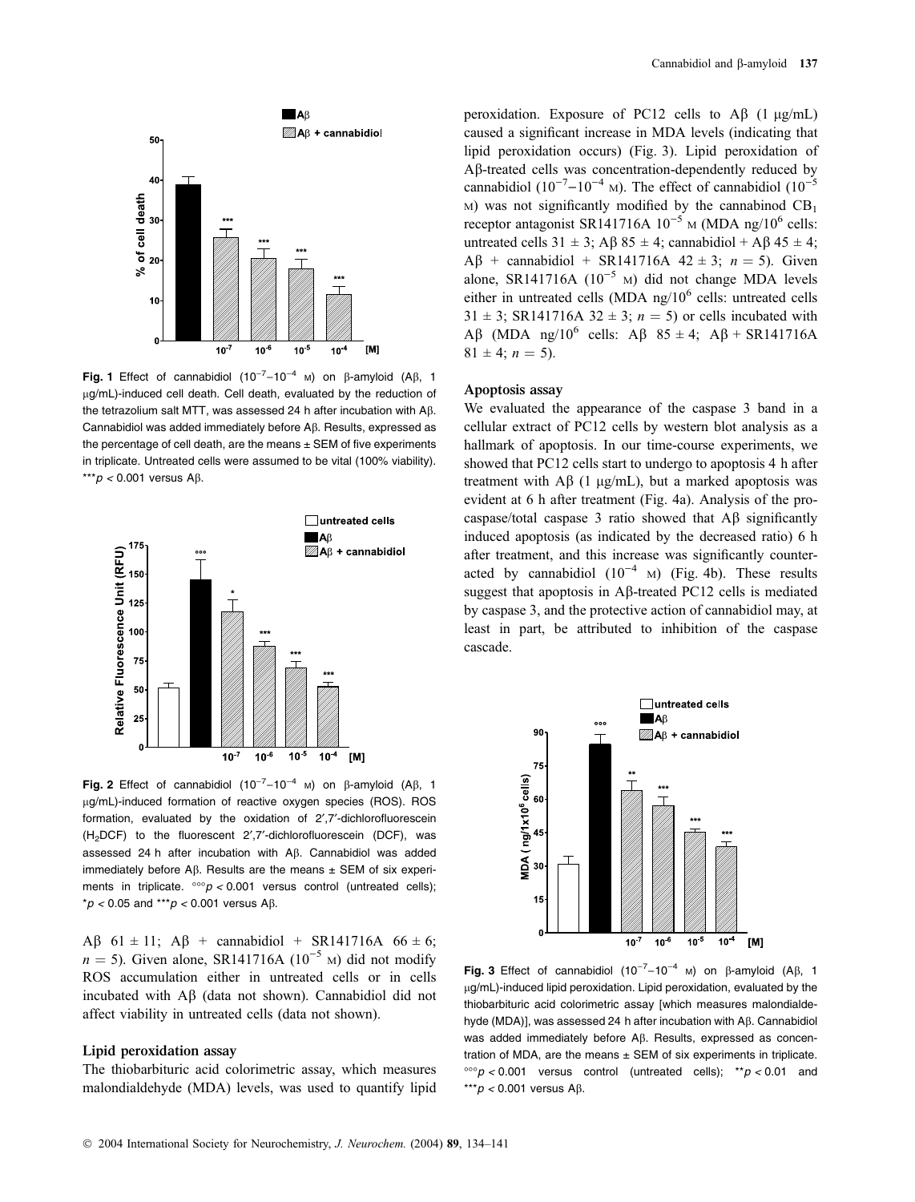**Fig. 1** Effect of cannabidiol ($10^{-7}$–$10^{-4}$ M) on β-amyloid (Aβ, 1 μg/mL)-induced cell death. Cell death, evaluated by the reduction of the tetrazolium salt MTT, was assessed 24 h after incubation with Aβ. Cannabidiol was added immediately before Aβ. Results, expressed as the percentage of cell death, are the means ± SEM of five experiments in triplicate. Untreated cells were assumed to be vital (100% viability). ***$p < 0.001$ versus Aβ.

**Fig. 2** Effect of cannabidiol ($10^{-7}$–$10^{-4}$ M) on β-amyloid (Aβ, 1 μg/mL)-induced formation of reactive oxygen species (ROS). ROS formation, evaluated by the oxidation of 2′,7′-dichlorofluorescein ($H_2$DCF) to the fluorescent 2′,7′-dichlorofluorescein (DCF), was assessed 24 h after incubation with Aβ. Cannabidiol was added immediately before Aβ. Results are the means ± SEM of six experiments in triplicate. °°°$p < 0.001$ versus control (untreated cells); *$p < 0.05$ and ***$p < 0.001$ versus Aβ.

Aβ 61 ± 11; Aβ + cannabidiol + SR141716A 66 ± 6; $n = 5$). Given alone, SR141716A ($10^{-5}$ M) did not modify ROS accumulation either in untreated cells or in cells incubated with Aβ (data not shown). Cannabidiol did not affect viability in untreated cells (data not shown).

### Lipid peroxidation assay

The thiobarbituric acid colorimetric assay, which measures malondialdehyde (MDA) levels, was used to quantify lipid peroxidation. Exposure of PC12 cells to Aβ (1 μg/mL) caused a significant increase in MDA levels (indicating that lipid peroxidation occurs) (Fig. 3). Lipid peroxidation of Aβ-treated cells was concentration-dependently reduced by cannabidiol ($10^{-7}$–$10^{-4}$ M). The effect of cannabidiol ($10^{-5}$ M) was not significantly modified by the cannabinod $CB_1$ receptor antagonist SR141716A $10^{-5}$ M (MDA ng/$10^6$ cells: untreated cells 31 ± 3; Aβ 85 ± 4; cannabidiol + Aβ 45 ± 4; Aβ + cannabidiol + SR141716A 42 ± 3; $n = 5$). Given alone, SR141716A ($10^{-5}$ M) did not change MDA levels either in untreated cells (MDA ng/$10^6$ cells: untreated cells 31 ± 3; SR141716A 32 ± 3; $n = 5$) or cells incubated with Aβ (MDA ng/$10^6$ cells: Aβ 85 ± 4; Aβ + SR141716A 81 ± 4; $n = 5$).

### Apoptosis assay

We evaluated the appearance of the caspase 3 band in a cellular extract of PC12 cells by western blot analysis as a hallmark of apoptosis. In our time-course experiments, we showed that PC12 cells start to undergo to apoptosis 4 h after treatment with Aβ (1 μg/mL), but a marked apoptosis was evident at 6 h after treatment (Fig. 4a). Analysis of the pro-caspase/total caspase 3 ratio showed that Aβ significantly induced apoptosis (as indicated by the decreased ratio) 6 h after treatment, and this increase was significantly counteracted by cannabidiol ($10^{-4}$ M) (Fig. 4b). These results suggest that apoptosis in Aβ-treated PC12 cells is mediated by caspase 3, and the protective action of cannabidiol may, at least in part, be attributed to inhibition of the caspase cascade.

**Fig. 3** Effect of cannabidiol ($10^{-7}$–$10^{-4}$ M) on β-amyloid (Aβ, 1 μg/mL)-induced lipid peroxidation. Lipid peroxidation, evaluated by the thiobarbituric acid colorimetric assay [which measures malondialdehyde (MDA)], was assessed 24 h after incubation with Aβ. Cannabidiol was added immediately before Aβ. Results, expressed as concentration of MDA, are the means ± SEM of six experiments in triplicate. °°°$p < 0.001$ versus control (untreated cells); **$p < 0.01$ and ***$p < 0.001$ versus Aβ.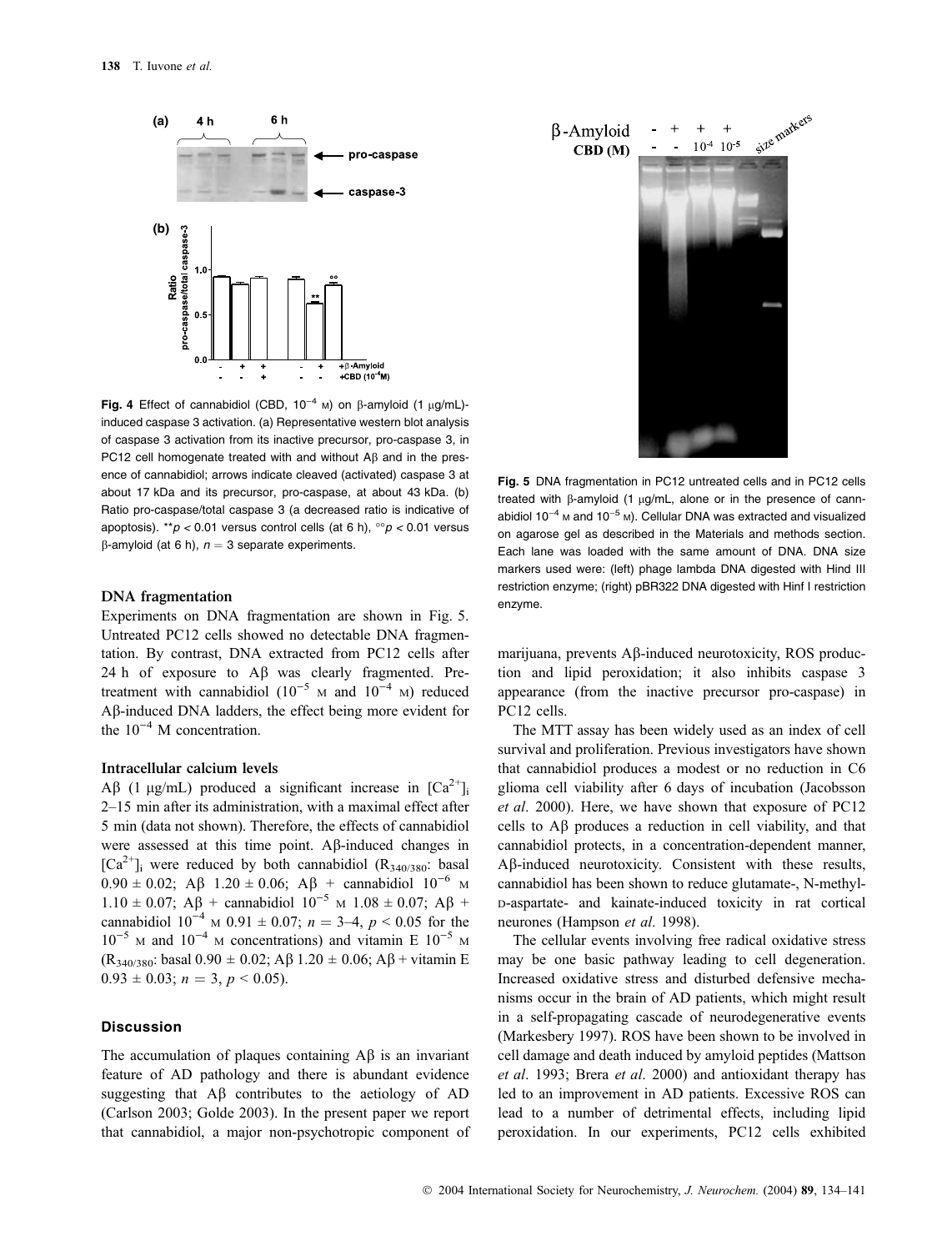**Fig. 4** Effect of cannabidiol (CBD, $10^{-4}$ M) on β-amyloid (1 μg/mL)-induced caspase 3 activation. (a) Representative western blot analysis of caspase 3 activation from its inactive precursor, pro-caspase 3, in PC12 cell homogenate treated with and without Aβ and in the presence of cannabidiol; arrows indicate cleaved (activated) caspase 3 at about 17 kDa and its precursor, pro-caspase, at about 43 kDa. (b) Ratio pro-caspase/total caspase 3 (a decreased ratio is indicative of apoptosis). $^{**}p < 0.01$ versus control cells (at 6 h), $^{\circ\circ}p < 0.01$ versus β-amyloid (at 6 h), $n = 3$ separate experiments.

**Fig. 5** DNA fragmentation in PC12 untreated cells and in PC12 cells treated with β-amyloid (1 μg/mL, alone or in the presence of cannabidiol $10^{-4}$ M and $10^{-5}$ M). Cellular DNA was extracted and visualized on agarose gel as described in the Materials and methods section. Each lane was loaded with the same amount of DNA. DNA size markers used were: (left) phage lambda DNA digested with Hind III restriction enzyme; (right) pBR322 DNA digested with Hinf I restriction enzyme.

### DNA fragmentation

Experiments on DNA fragmentation are shown in Fig. 5. Untreated PC12 cells showed no detectable DNA fragmentation. By contrast, DNA extracted from PC12 cells after 24 h of exposure to Aβ was clearly fragmented. Pretreatment with cannabidiol ($10^{-5}$ M and $10^{-4}$ M) reduced Aβ-induced DNA ladders, the effect being more evident for the $10^{-4}$ M concentration.

### Intracellular calcium levels

Aβ (1 μg/mL) produced a significant increase in $[Ca^{2+}]_i$ 2–15 min after its administration, with a maximal effect after 5 min (data not shown). Therefore, the effects of cannabidiol were assessed at this time point. Aβ-induced changes in $[Ca^{2+}]_i$ were reduced by both cannabidiol ($R_{340/380}$: basal 0.90 ± 0.02; Aβ 1.20 ± 0.06; Aβ + cannabidiol $10^{-6}$ M 1.10 ± 0.07; Aβ + cannabidiol $10^{-5}$ M 1.08 ± 0.07; Aβ + cannabidiol $10^{-4}$ M 0.91 ± 0.07; $n = 3$–4, $p < 0.05$ for the $10^{-5}$ M and $10^{-4}$ M concentrations) and vitamin E $10^{-5}$ M ($R_{340/380}$: basal 0.90 ± 0.02; Aβ 1.20 ± 0.06; Aβ + vitamin E 0.93 ± 0.03; $n = 3$, $p < 0.05$).

## Discussion

The accumulation of plaques containing Aβ is an invariant feature of AD pathology and there is abundant evidence suggesting that Aβ contributes to the aetiology of AD (Carlson 2003; Golde 2003). In the present paper we report that cannabidiol, a major non-psychotropic component of marijuana, prevents Aβ-induced neurotoxicity, ROS production and lipid peroxidation; it also inhibits caspase 3 appearance (from the inactive precursor pro-caspase) in PC12 cells.

The MTT assay has been widely used as an index of cell survival and proliferation. Previous investigators have shown that cannabidiol produces a modest or no reduction in C6 glioma cell viability after 6 days of incubation (Jacobsson *et al*. 2000). Here, we have shown that exposure of PC12 cells to Aβ produces a reduction in cell viability, and that cannabidiol protects, in a concentration-dependent manner, Aβ-induced neurotoxicity. Consistent with these results, cannabidiol has been shown to reduce glutamate-, N-methyl-D-aspartate- and kainate-induced toxicity in rat cortical neurones (Hampson *et al*. 1998).

The cellular events involving free radical oxidative stress may be one basic pathway leading to cell degeneration. Increased oxidative stress and disturbed defensive mechanisms occur in the brain of AD patients, which might result in a self-propagating cascade of neurodegenerative events (Markesbery 1997). ROS have been shown to be involved in cell damage and death induced by amyloid peptides (Mattson *et al*. 1993; Brera *et al*. 2000) and antioxidant therapy has led to an improvement in AD patients. Excessive ROS can lead to a number of detrimental effects, including lipid peroxidation. In our experiments, PC12 cells exhibited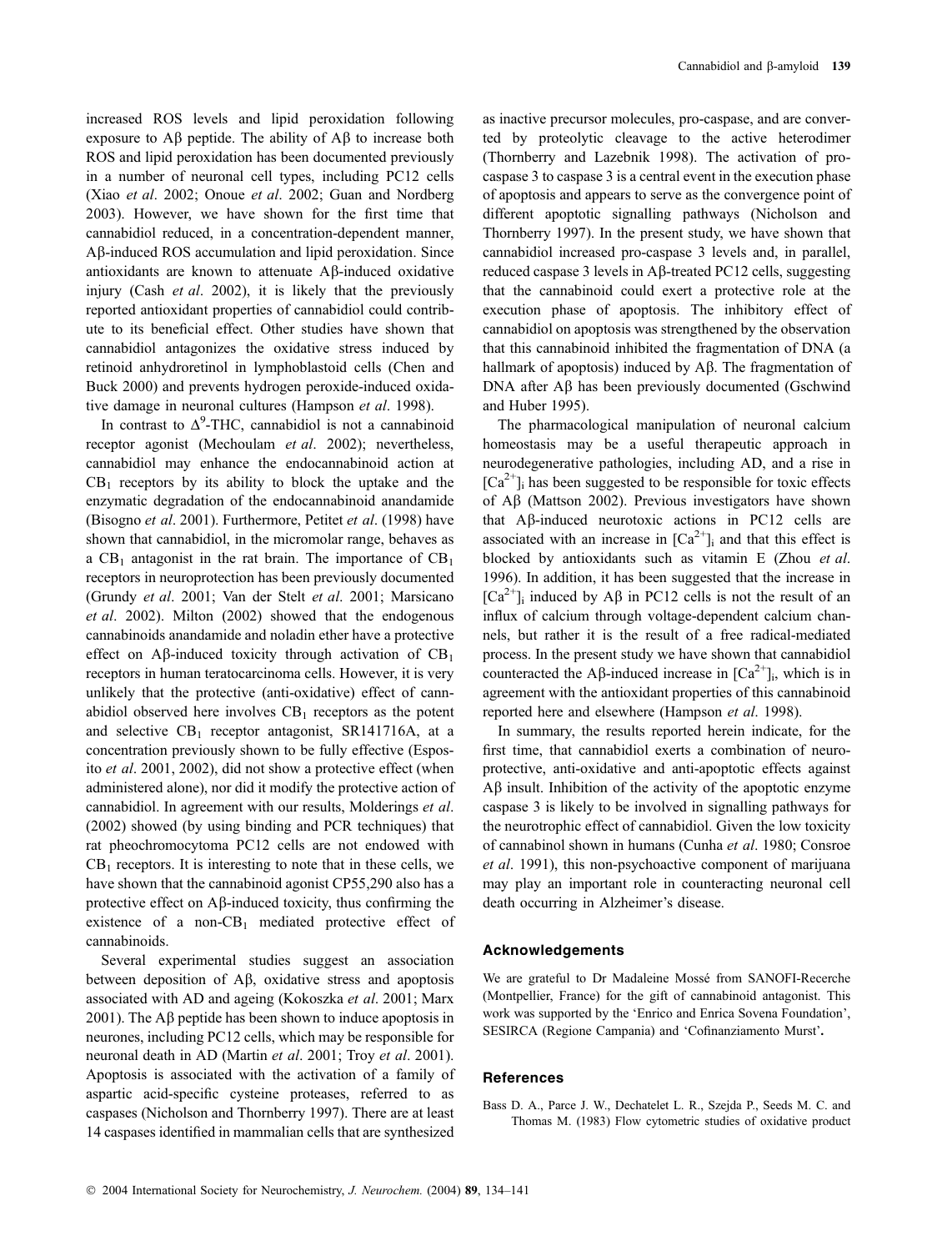increased ROS levels and lipid peroxidation following exposure to Aβ peptide. The ability of Aβ to increase both ROS and lipid peroxidation has been documented previously in a number of neuronal cell types, including PC12 cells (Xiao *et al*. 2002; Onoue *et al*. 2002; Guan and Nordberg 2003). However, we have shown for the first time that cannabidiol reduced, in a concentration-dependent manner, Aβ-induced ROS accumulation and lipid peroxidation. Since antioxidants are known to attenuate Aβ-induced oxidative injury (Cash *et al*. 2002), it is likely that the previously reported antioxidant properties of cannabidiol could contribute to its beneficial effect. Other studies have shown that cannabidiol antagonizes the oxidative stress induced by retinoid anhydroretinol in lymphoblastoid cells (Chen and Buck 2000) and prevents hydrogen peroxide-induced oxidative damage in neuronal cultures (Hampson *et al*. 1998).

In contrast to $\Delta^9$-THC, cannabidiol is not a cannabinoid receptor agonist (Mechoulam *et al*. 2002); nevertheless, cannabidiol may enhance the endocannabinoid action at $CB_1$ receptors by its ability to block the uptake and the enzymatic degradation of the endocannabinoid anandamide (Bisogno *et al*. 2001). Furthermore, Petitet *et al*. (1998) have shown that cannabidiol, in the micromolar range, behaves as a $CB_1$ antagonist in the rat brain. The importance of $CB_1$ receptors in neuroprotection has been previously documented (Grundy *et al*. 2001; Van der Stelt *et al*. 2001; Marsicano *et al*. 2002). Milton (2002) showed that the endogenous cannabinoids anandamide and noladin ether have a protective effect on Aβ-induced toxicity through activation of $CB_1$ receptors in human teratocarcinoma cells. However, it is very unlikely that the protective (anti-oxidative) effect of cannabidiol observed here involves $CB_1$ receptors as the potent and selective $CB_1$ receptor antagonist, SR141716A, at a concentration previously shown to be fully effective (Esposito *et al*. 2001, 2002), did not show a protective effect (when administered alone), nor did it modify the protective action of cannabidiol. In agreement with our results, Molderings *et al*. (2002) showed (by using binding and PCR techniques) that rat pheochromocytoma PC12 cells are not endowed with $CB_1$ receptors. It is interesting to note that in these cells, we have shown that the cannabinoid agonist CP55,290 also has a protective effect on Aβ-induced toxicity, thus confirming the existence of a non-$CB_1$ mediated protective effect of cannabinoids.

Several experimental studies suggest an association between deposition of Aβ, oxidative stress and apoptosis associated with AD and ageing (Kokoszka *et al*. 2001; Marx 2001). The Aβ peptide has been shown to induce apoptosis in neurones, including PC12 cells, which may be responsible for neuronal death in AD (Martin *et al*. 2001; Troy *et al*. 2001). Apoptosis is associated with the activation of a family of aspartic acid-specific cysteine proteases, referred to as caspases (Nicholson and Thornberry 1997). There are at least 14 caspases identified in mammalian cells that are synthesized as inactive precursor molecules, pro-caspase, and are converted by proteolytic cleavage to the active heterodimer (Thornberry and Lazebnik 1998). The activation of pro-caspase 3 to caspase 3 is a central event in the execution phase of apoptosis and appears to serve as the convergence point of different apoptotic signalling pathways (Nicholson and Thornberry 1997). In the present study, we have shown that cannabidiol increased pro-caspase 3 levels and, in parallel, reduced caspase 3 levels in Aβ-treated PC12 cells, suggesting that the cannabinoid could exert a protective role at the execution phase of apoptosis. The inhibitory effect of cannabidiol on apoptosis was strengthened by the observation that this cannabinoid inhibited the fragmentation of DNA (a hallmark of apoptosis) induced by Aβ. The fragmentation of DNA after Aβ has been previously documented (Gschwind and Huber 1995).

The pharmacological manipulation of neuronal calcium homeostasis may be a useful therapeutic approach in neurodegenerative pathologies, including AD, and a rise in $[Ca^{2+}]_i$ has been suggested to be responsible for toxic effects of Aβ (Mattson 2002). Previous investigators have shown that Aβ-induced neurotoxic actions in PC12 cells are associated with an increase in $[Ca^{2+}]_i$ and that this effect is blocked by antioxidants such as vitamin E (Zhou *et al*. 1996). In addition, it has been suggested that the increase in $[Ca^{2+}]_i$ induced by Aβ in PC12 cells is not the result of an influx of calcium through voltage-dependent calcium channels, but rather it is the result of a free radical-mediated process. In the present study we have shown that cannabidiol counteracted the Aβ-induced increase in $[Ca^{2+}]_i$, which is in agreement with the antioxidant properties of this cannabinoid reported here and elsewhere (Hampson *et al*. 1998).

In summary, the results reported herein indicate, for the first time, that cannabidiol exerts a combination of neuroprotective, anti-oxidative and anti-apoptotic effects against Aβ insult. Inhibition of the activity of the apoptotic enzyme caspase 3 is likely to be involved in signalling pathways for the neurotrophic effect of cannabidiol. Given the low toxicity of cannabinol shown in humans (Cunha *et al*. 1980; Consroe *et al*. 1991), this non-psychoactive component of marijuana may play an important role in counteracting neuronal cell death occurring in Alzheimer's disease.

## Acknowledgements

We are grateful to Dr Madaleine Mossé from SANOFI-Recerche (Montpellier, France) for the gift of cannabinoid antagonist. This work was supported by the 'Enrico and Enrica Sovena Foundation', SESIRCA (Regione Campania) and 'Cofinanziamento Murst'**.**

## References

Bass D. A., Parce J. W., Dechatelet L. R., Szejda P., Seeds M. C. and Thomas M. (1983) Flow cytometric studies of oxidative product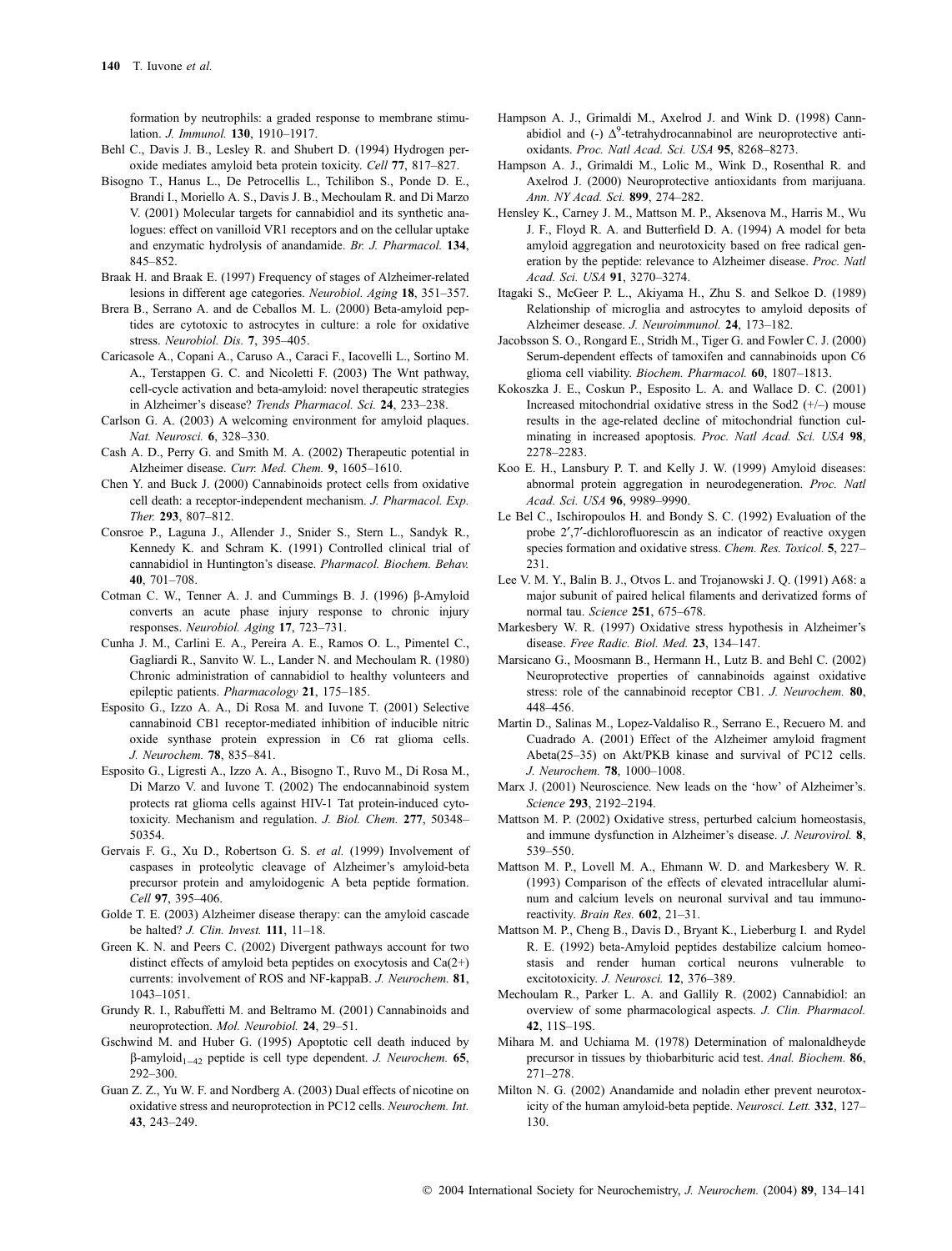formation by neutrophils: a graded response to membrane stimulation. *J. Immunol.* **130**, 1910–1917.

Behl C., Davis J. B., Lesley R. and Shubert D. (1994) Hydrogen peroxide mediates amyloid beta protein toxicity. *Cell* **77**, 817–827.

Bisogno T., Hanus L., De Petrocellis L., Tchilibon S., Ponde D. E., Brandi I., Moriello A. S., Davis J. B., Mechoulam R. and Di Marzo V. (2001) Molecular targets for cannabidiol and its synthetic analogues: effect on vanilloid VR1 receptors and on the cellular uptake and enzymatic hydrolysis of anandamide. *Br. J. Pharmacol.* **134**, 845–852.

Braak H. and Braak E. (1997) Frequency of stages of Alzheimer-related lesions in different age categories. *Neurobiol. Aging* **18**, 351–357.

Brera B., Serrano A. and de Ceballos M. L. (2000) Beta-amyloid peptides are cytotoxic to astrocytes in culture: a role for oxidative stress. *Neurobiol. Dis.* **7**, 395–405.

Caricasole A., Copani A., Caruso A., Caraci F., Iacovelli L., Sortino M. A., Terstappen G. C. and Nicoletti F. (2003) The Wnt pathway, cell-cycle activation and beta-amyloid: novel therapeutic strategies in Alzheimer's disease? *Trends Pharmacol. Sci.* **24**, 233–238.

Carlson G. A. (2003) A welcoming environment for amyloid plaques. *Nat. Neurosci.* **6**, 328–330.

Cash A. D., Perry G. and Smith M. A. (2002) Therapeutic potential in Alzheimer disease. *Curr. Med. Chem.* **9**, 1605–1610.

Chen Y. and Buck J. (2000) Cannabinoids protect cells from oxidative cell death: a receptor-independent mechanism. *J. Pharmacol. Exp. Ther.* **293**, 807–812.

Consroe P., Laguna J., Allender J., Snider S., Stern L., Sandyk R., Kennedy K. and Schram K. (1991) Controlled clinical trial of cannabidiol in Huntington's disease. *Pharmacol. Biochem. Behav.* **40**, 701–708.

Cotman C. W., Tenner A. J. and Cummings B. J. (1996) β-Amyloid converts an acute phase injury response to chronic injury responses. *Neurobiol. Aging* **17**, 723–731.

Cunha J. M., Carlini E. A., Pereira A. E., Ramos O. L., Pimentel C., Gagliardi R., Sanvito W. L., Lander N. and Mechoulam R. (1980) Chronic administration of cannabidiol to healthy volunteers and epileptic patients. *Pharmacology* **21**, 175–185.

Esposito G., Izzo A. A., Di Rosa M. and Iuvone T. (2001) Selective cannabinoid CB1 receptor-mediated inhibition of inducible nitric oxide synthase protein expression in C6 rat glioma cells. *J. Neurochem.* **78**, 835–841.

Esposito G., Ligresti A., Izzo A. A., Bisogno T., Ruvo M., Di Rosa M., Di Marzo V. and Iuvone T. (2002) The endocannabinoid system protects rat glioma cells against HIV-1 Tat protein-induced cytotoxicity. Mechanism and regulation. *J. Biol. Chem.* **277**, 50348–50354.

Gervais F. G., Xu D., Robertson G. S. *et al.* (1999) Involvement of caspases in proteolytic cleavage of Alzheimer's amyloid-beta precursor protein and amyloidogenic A beta peptide formation. *Cell* **97**, 395–406.

Golde T. E. (2003) Alzheimer disease therapy: can the amyloid cascade be halted? *J. Clin. Invest.* **111**, 11–18.

Green K. N. and Peers C. (2002) Divergent pathways account for two distinct effects of amyloid beta peptides on exocytosis and Ca(2+) currents: involvement of ROS and NF-kappaB. *J. Neurochem.* **81**, 1043–1051.

Grundy R. I., Rabuffetti M. and Beltramo M. (2001) Cannabinoids and neuroprotection. *Mol. Neurobiol.* **24**, 29–51.

Gschwind M. and Huber G. (1995) Apoptotic cell death induced by β-amyloid$_{1-42}$ peptide is cell type dependent. *J. Neurochem.* **65**, 292–300.

Guan Z. Z., Yu W. F. and Nordberg A. (2003) Dual effects of nicotine on oxidative stress and neuroprotection in PC12 cells. *Neurochem. Int.* **43**, 243–249.

Hampson A. J., Grimaldi M., Axelrod J. and Wink D. (1998) Cannabidiol and (-) $\Delta^9$-tetrahydrocannabinol are neuroprotective antioxidants. *Proc. Natl Acad. Sci. USA* **95**, 8268–8273.

Hampson A. J., Grimaldi M., Lolic M., Wink D., Rosenthal R. and Axelrod J. (2000) Neuroprotective antioxidants from marijuana. *Ann. NY Acad. Sci.* **899**, 274–282.

Hensley K., Carney J. M., Mattson M. P., Aksenova M., Harris M., Wu J. F., Floyd R. A. and Butterfield D. A. (1994) A model for beta amyloid aggregation and neurotoxicity based on free radical generation by the peptide: relevance to Alzheimer disease. *Proc. Natl Acad. Sci. USA* **91**, 3270–3274.

Itagaki S., McGeer P. L., Akiyama H., Zhu S. and Selkoe D. (1989) Relationship of microglia and astrocytes to amyloid deposits of Alzheimer desease. *J. Neuroimmunol.* **24**, 173–182.

Jacobsson S. O., Rongard E., Stridh M., Tiger G. and Fowler C. J. (2000) Serum-dependent effects of tamoxifen and cannabinoids upon C6 glioma cell viability. *Biochem. Pharmacol.* **60**, 1807–1813.

Kokoszka J. E., Coskun P., Esposito L. A. and Wallace D. C. (2001) Increased mitochondrial oxidative stress in the Sod2 (+/–) mouse results in the age-related decline of mitochondrial function culminating in increased apoptosis. *Proc. Natl Acad. Sci. USA* **98**, 2278–2283.

Koo E. H., Lansbury P. T. and Kelly J. W. (1999) Amyloid diseases: abnormal protein aggregation in neurodegeneration. *Proc. Natl Acad. Sci. USA* **96**, 9989–9990.

Le Bel C., Ischiropoulos H. and Bondy S. C. (1992) Evaluation of the probe 2′,7′-dichlorofluorescin as an indicator of reactive oxygen species formation and oxidative stress. *Chem. Res. Toxicol.* **5**, 227–231.

Lee V. M. Y., Balin B. J., Otvos L. and Trojanowski J. Q. (1991) A68: a major subunit of paired helical filaments and derivatized forms of normal tau. *Science* **251**, 675–678.

Markesbery W. R. (1997) Oxidative stress hypothesis in Alzheimer's disease. *Free Radic. Biol. Med.* **23**, 134–147.

Marsicano G., Moosmann B., Hermann H., Lutz B. and Behl C. (2002) Neuroprotective properties of cannabinoids against oxidative stress: role of the cannabinoid receptor CB1. *J. Neurochem.* **80**, 448–456.

Martin D., Salinas M., Lopez-Valdaliso R., Serrano E., Recuero M. and Cuadrado A. (2001) Effect of the Alzheimer amyloid fragment Abeta(25–35) on Akt/PKB kinase and survival of PC12 cells. *J. Neurochem.* **78**, 1000–1008.

Marx J. (2001) Neuroscience. New leads on the 'how' of Alzheimer's. *Science* **293**, 2192–2194.

Mattson M. P. (2002) Oxidative stress, perturbed calcium homeostasis, and immune dysfunction in Alzheimer's disease. *J. Neurovirol.* **8**, 539–550.

Mattson M. P., Lovell M. A., Ehmann W. D. and Markesbery W. R. (1993) Comparison of the effects of elevated intracellular aluminum and calcium levels on neuronal survival and tau immunoreactivity. *Brain Res.* **602**, 21–31.

Mattson M. P., Cheng B., Davis D., Bryant K., Lieberburg I. and Rydel R. E. (1992) beta-Amyloid peptides destabilize calcium homeostasis and render human cortical neurons vulnerable to excitotoxicity. *J. Neurosci.* **12**, 376–389.

Mechoulam R., Parker L. A. and Gallily R. (2002) Cannabidiol: an overview of some pharmacological aspects. *J. Clin. Pharmacol.* **42**, 11S–19S.

Mihara M. and Uchiama M. (1978) Determination of malonaldheyde precursor in tissues by thiobarbituric acid test. *Anal. Biochem.* **86**, 271–278.

Milton N. G. (2002) Anandamide and noladin ether prevent neurotoxicity of the human amyloid-beta peptide. *Neurosci. Lett.* **332**, 127–130.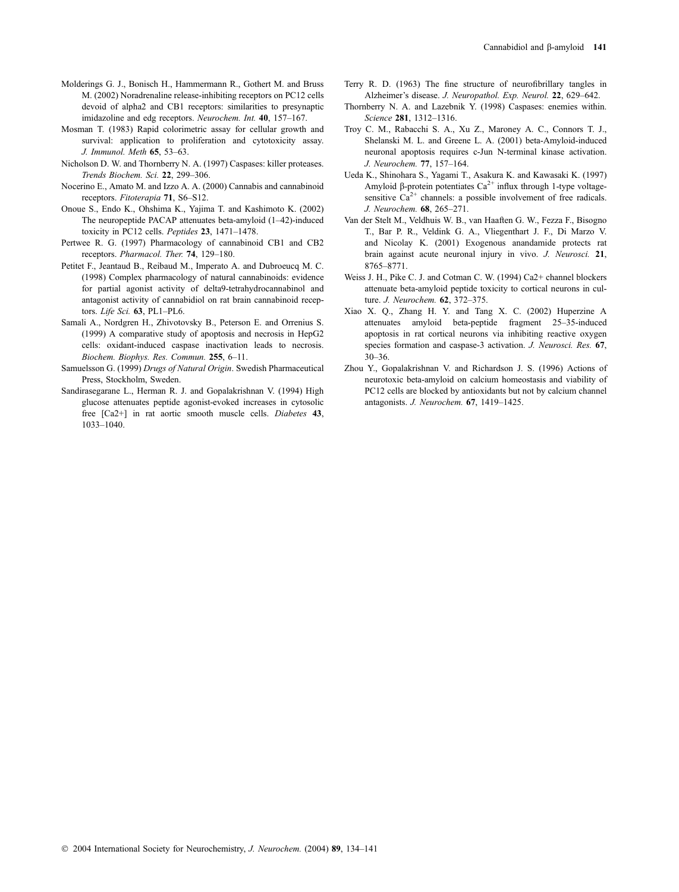Molderings G. J., Bonisch H., Hammermann R., Gothert M. and Bruss M. (2002) Noradrenaline release-inhibiting receptors on PC12 cells devoid of alpha2 and CB1 receptors: similarities to presynaptic imidazoline and edg receptors. *Neurochem. Int.* **40**, 157–167.

Mosman T. (1983) Rapid colorimetric assay for cellular growth and survival: application to proliferation and cytotoxicity assay. *J. Immunol. Meth* **65**, 53–63.

Nicholson D. W. and Thornberry N. A. (1997) Caspases: killer proteases. *Trends Biochem. Sci.* **22**, 299–306.

Nocerino E., Amato M. and Izzo A. A. (2000) Cannabis and cannabinoid receptors. *Fitoterapia* **71**, S6–S12.

Onoue S., Endo K., Ohshima K., Yajima T. and Kashimoto K. (2002) The neuropeptide PACAP attenuates beta-amyloid (1–42)-induced toxicity in PC12 cells. *Peptides* **23**, 1471–1478.

Pertwee R. G. (1997) Pharmacology of cannabinoid CB1 and CB2 receptors. *Pharmacol. Ther.* **74**, 129–180.

Petitet F., Jeantaud B., Reibaud M., Imperato A. and Dubroeucq M. C. (1998) Complex pharmacology of natural cannabinoids: evidence for partial agonist activity of delta9-tetrahydrocannabinol and antagonist activity of cannabidiol on rat brain cannabinoid receptors. *Life Sci.* **63**, PL1–PL6.

Samali A., Nordgren H., Zhivotovsky B., Peterson E. and Orrenius S. (1999) A comparative study of apoptosis and necrosis in HepG2 cells: oxidant-induced caspase inactivation leads to necrosis. *Biochem. Biophys. Res. Commun.* **255**, 6–11.

Samuelsson G. (1999) *Drugs of Natural Origin*. Swedish Pharmaceutical Press, Stockholm, Sweden.

Sandirasegarane L., Herman R. J. and Gopalakrishnan V. (1994) High glucose attenuates peptide agonist-evoked increases in cytosolic free [Ca2+] in rat aortic smooth muscle cells. *Diabetes* **43**, 1033–1040.

Terry R. D. (1963) The fine structure of neurofibrillary tangles in Alzheimer's disease. *J. Neuropathol. Exp. Neurol.* **22**, 629–642.

Thornberry N. A. and Lazebnik Y. (1998) Caspases: enemies within. *Science* **281**, 1312–1316.

Troy C. M., Rabacchi S. A., Xu Z., Maroney A. C., Connors T. J., Shelanski M. L. and Greene L. A. (2001) beta-Amyloid-induced neuronal apoptosis requires c-Jun N-terminal kinase activation. *J. Neurochem.* **77**, 157–164.

Ueda K., Shinohara S., Yagami T., Asakura K. and Kawasaki K. (1997) Amyloid β-protein potentiates $Ca^{2+}$ influx through 1-type voltage-sensitive $Ca^{2+}$ channels: a possible involvement of free radicals. *J. Neurochem.* **68**, 265–271.

Van der Stelt M., Veldhuis W. B., van Haaften G. W., Fezza F., Bisogno T., Bar P. R., Veldink G. A., Vliegenthart J. F., Di Marzo V. and Nicolay K. (2001) Exogenous anandamide protects rat brain against acute neuronal injury in vivo. *J. Neurosci.* **21**, 8765–8771.

Weiss J. H., Pike C. J. and Cotman C. W. (1994) Ca2+ channel blockers attenuate beta-amyloid peptide toxicity to cortical neurons in culture. *J. Neurochem.* **62**, 372–375.

Xiao X. Q., Zhang H. Y. and Tang X. C. (2002) Huperzine A attenuates amyloid beta-peptide fragment 25–35-induced apoptosis in rat cortical neurons via inhibiting reactive oxygen species formation and caspase-3 activation. *J. Neurosci. Res.* **67**, 30–36.

Zhou Y., Gopalakrishnan V. and Richardson J. S. (1996) Actions of neurotoxic beta-amyloid on calcium homeostasis and viability of PC12 cells are blocked by antioxidants but not by calcium channel antagonists. *J. Neurochem.* **67**, 1419–1425.